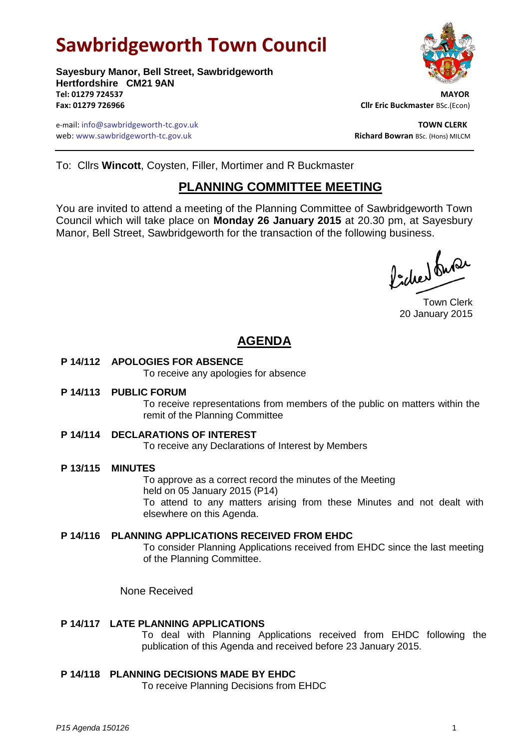# Sawbridgeworth Town Council

**Sayesbury Manor, Bell Street, Sawbridgeworth**
**Hertfordshire CM21 9AN**
**Tel: 01279 724537**
**Fax: 01279 726966**

e-mail: info@sawbridgeworth-tc.gov.uk
web: www.sawbridgeworth-tc.gov.uk

**MAYOR**
**Cllr Eric Buckmaster** BSc.(Econ)

**TOWN CLERK**
**Richard Bowran** BSc. (Hons) MILCM

To: Cllrs **Wincott**, Coysten, Filler, Mortimer and R Buckmaster

## PLANNING COMMITTEE MEETING

You are invited to attend a meeting of the Planning Committee of Sawbridgeworth Town Council which will take place on **Monday 26 January 2015** at 20.30 pm, at Sayesbury Manor, Bell Street, Sawbridgeworth for the transaction of the following business.

Town Clerk
20 January 2015

## AGENDA

**P 14/112 APOLOGIES FOR ABSENCE**
To receive any apologies for absence

**P 14/113 PUBLIC FORUM**
To receive representations from members of the public on matters within the remit of the Planning Committee

**P 14/114 DECLARATIONS OF INTEREST**
To receive any Declarations of Interest by Members

**P 13/115 MINUTES**
To approve as a correct record the minutes of the Meeting held on 05 January 2015 (P14)
To attend to any matters arising from these Minutes and not dealt with elsewhere on this Agenda.

**P 14/116 PLANNING APPLICATIONS RECEIVED FROM EHDC**
To consider Planning Applications received from EHDC since the last meeting of the Planning Committee.

None Received

**P 14/117 LATE PLANNING APPLICATIONS**
To deal with Planning Applications received from EHDC following the publication of this Agenda and received before 23 January 2015.

**P 14/118 PLANNING DECISIONS MADE BY EHDC**
To receive Planning Decisions from EHDC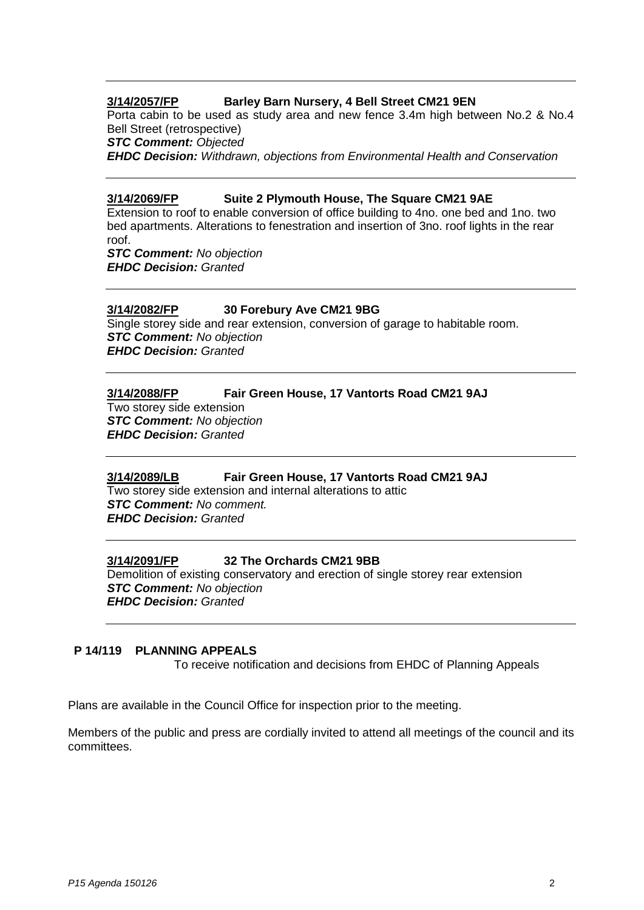---

**<u>3/14/2057/FP</u>     Barley Barn Nursery, 4 Bell Street CM21 9EN**

Porta cabin to be used as study area and new fence 3.4m high between No.2 & No.4 Bell Street (retrospective)

***STC Comment:*** *Objected*

***EHDC Decision:*** *Withdrawn, objections from Environmental Health and Conservation*

---

**<u>3/14/2069/FP</u>     Suite 2 Plymouth House, The Square CM21 9AE**

Extension to roof to enable conversion of office building to 4no. one bed and 1no. two bed apartments. Alterations to fenestration and insertion of 3no. roof lights in the rear roof.

***STC Comment:*** *No objection*

***EHDC Decision:*** *Granted*

---

**<u>3/14/2082/FP</u>     30 Forebury Ave CM21 9BG**

Single storey side and rear extension, conversion of garage to habitable room.

***STC Comment:*** *No objection*

***EHDC Decision:*** *Granted*

---

**<u>3/14/2088/FP</u>     Fair Green House, 17 Vantorts Road CM21 9AJ**

Two storey side extension

***STC Comment:*** *No objection*

***EHDC Decision:*** *Granted*

---

**<u>3/14/2089/LB</u>     Fair Green House, 17 Vantorts Road CM21 9AJ**

Two storey side extension and internal alterations to attic

***STC Comment:*** *No comment.*

***EHDC Decision:*** *Granted*

---

**<u>3/14/2091/FP</u>     32 The Orchards CM21 9BB**

Demolition of existing conservatory and erection of single storey rear extension

***STC Comment:*** *No objection*

***EHDC Decision:*** *Granted*

---

**P 14/119   PLANNING APPEALS**

To receive notification and decisions from EHDC of Planning Appeals

Plans are available in the Council Office for inspection prior to the meeting.

Members of the public and press are cordially invited to attend all meetings of the council and its committees.